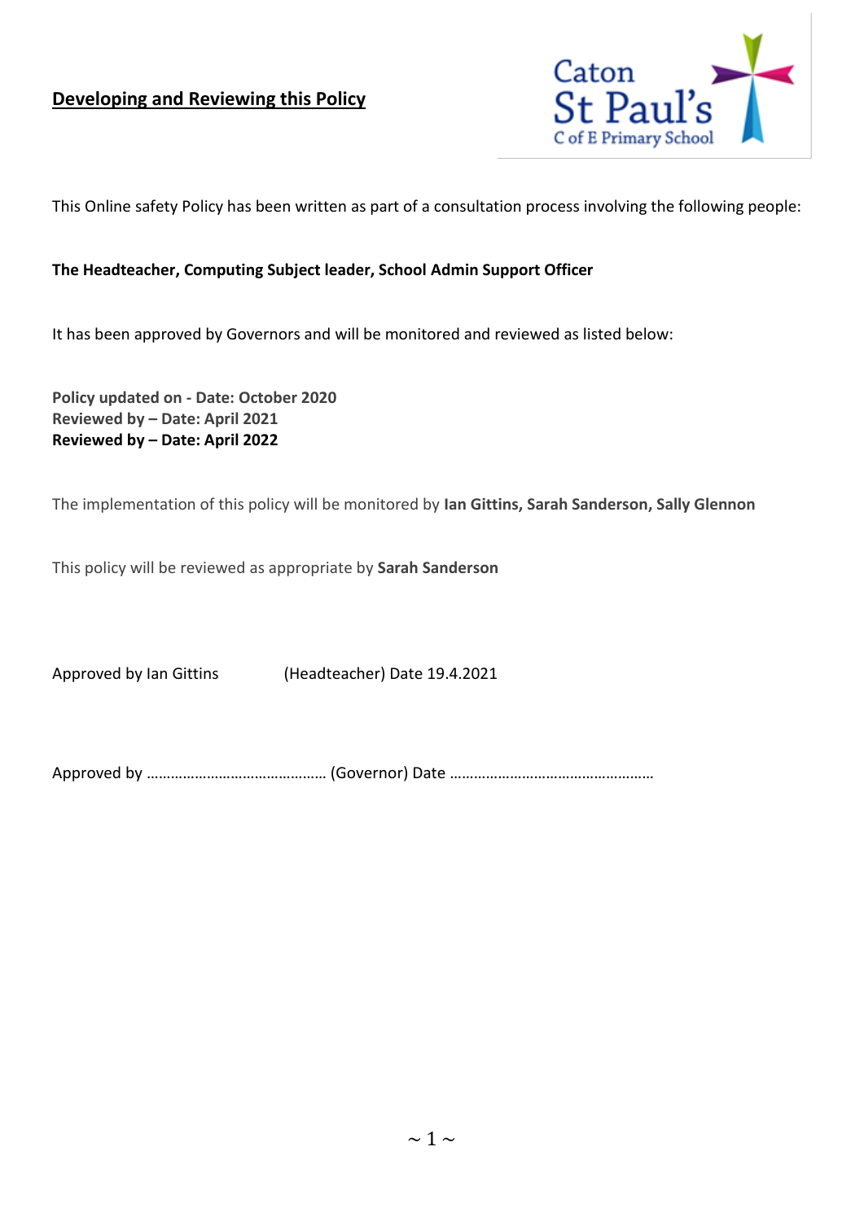# Developing and Reviewing this Policy

Caton St Paul's C of E Primary School

This Online safety Policy has been written as part of a consultation process involving the following people:

**The Headteacher, Computing Subject leader, School Admin Support Officer**

It has been approved by Governors and will be monitored and reviewed as listed below:

**Policy updated on - Date: October 2020**
**Reviewed by – Date: April 2021**
**Reviewed by – Date: April 2022**

The implementation of this policy will be monitored by **Ian Gittins, Sarah Sanderson, Sally Glennon**

This policy will be reviewed as appropriate by **Sarah Sanderson**

Approved by Ian Gittins (Headteacher) Date 19.4.2021

Approved by …………………………………… (Governor) Date …………………………………………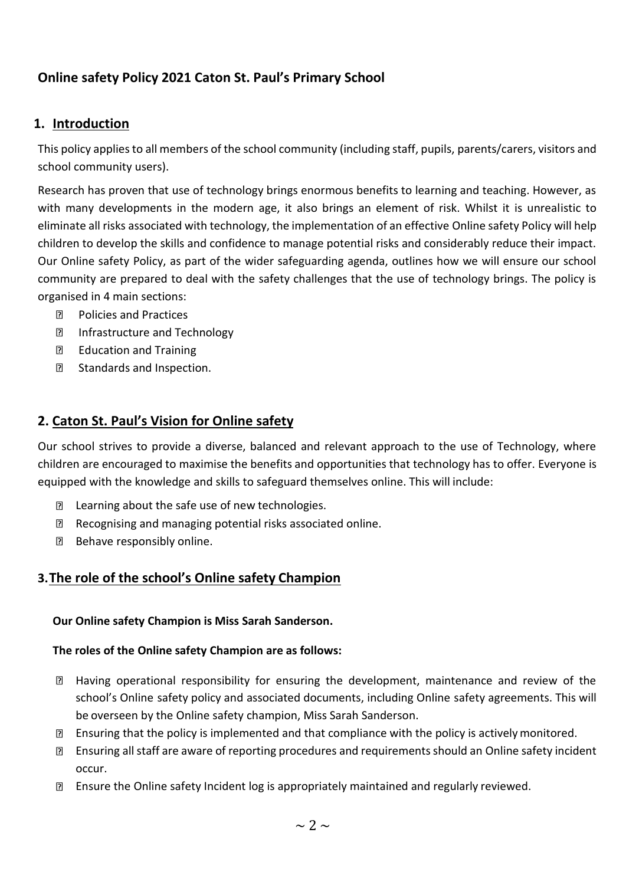## Online safety Policy 2021 Caton St. Paul's Primary School

## 1. Introduction

This policy applies to all members of the school community (including staff, pupils, parents/carers, visitors and school community users).

Research has proven that use of technology brings enormous benefits to learning and teaching. However, as with many developments in the modern age, it also brings an element of risk. Whilst it is unrealistic to eliminate all risks associated with technology, the implementation of an effective Online safety Policy will help children to develop the skills and confidence to manage potential risks and considerably reduce their impact. Our Online safety Policy, as part of the wider safeguarding agenda, outlines how we will ensure our school community are prepared to deal with the safety challenges that the use of technology brings. The policy is organised in 4 main sections:

- Policies and Practices
- Infrastructure and Technology
- Education and Training
- Standards and Inspection.

## 2. Caton St. Paul's Vision for Online safety

Our school strives to provide a diverse, balanced and relevant approach to the use of Technology, where children are encouraged to maximise the benefits and opportunities that technology has to offer. Everyone is equipped with the knowledge and skills to safeguard themselves online. This will include:

- Learning about the safe use of new technologies.
- Recognising and managing potential risks associated online.
- Behave responsibly online.

## 3. The role of the school's Online safety Champion

**Our Online safety Champion is Miss Sarah Sanderson.**

**The roles of the Online safety Champion are as follows:**

- Having operational responsibility for ensuring the development, maintenance and review of the school's Online safety policy and associated documents, including Online safety agreements. This will be overseen by the Online safety champion, Miss Sarah Sanderson.
- Ensuring that the policy is implemented and that compliance with the policy is actively monitored.
- Ensuring all staff are aware of reporting procedures and requirements should an Online safety incident occur.
- Ensure the Online safety Incident log is appropriately maintained and regularly reviewed.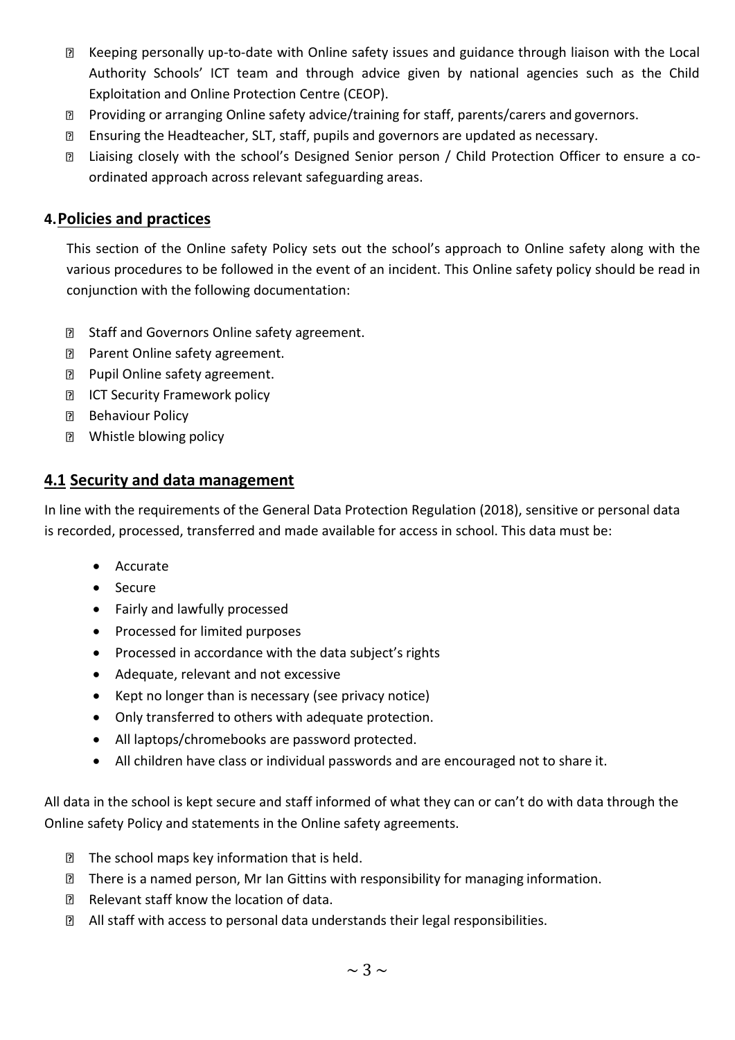- Keeping personally up-to-date with Online safety issues and guidance through liaison with the Local Authority Schools' ICT team and through advice given by national agencies such as the Child Exploitation and Online Protection Centre (CEOP).
- Providing or arranging Online safety advice/training for staff, parents/carers and governors.
- Ensuring the Headteacher, SLT, staff, pupils and governors are updated as necessary.
- Liaising closely with the school's Designed Senior person / Child Protection Officer to ensure a co-ordinated approach across relevant safeguarding areas.

## 4. Policies and practices

This section of the Online safety Policy sets out the school's approach to Online safety along with the various procedures to be followed in the event of an incident. This Online safety policy should be read in conjunction with the following documentation:

- Staff and Governors Online safety agreement.
- Parent Online safety agreement.
- Pupil Online safety agreement.
- ICT Security Framework policy
- Behaviour Policy
- Whistle blowing policy

## 4.1 Security and data management

In line with the requirements of the General Data Protection Regulation (2018), sensitive or personal data is recorded, processed, transferred and made available for access in school. This data must be:

- Accurate
- Secure
- Fairly and lawfully processed
- Processed for limited purposes
- Processed in accordance with the data subject's rights
- Adequate, relevant and not excessive
- Kept no longer than is necessary (see privacy notice)
- Only transferred to others with adequate protection.
- All laptops/chromebooks are password protected.
- All children have class or individual passwords and are encouraged not to share it.

All data in the school is kept secure and staff informed of what they can or can't do with data through the Online safety Policy and statements in the Online safety agreements.

- The school maps key information that is held.
- There is a named person, Mr Ian Gittins with responsibility for managing information.
- Relevant staff know the location of data.
- All staff with access to personal data understands their legal responsibilities.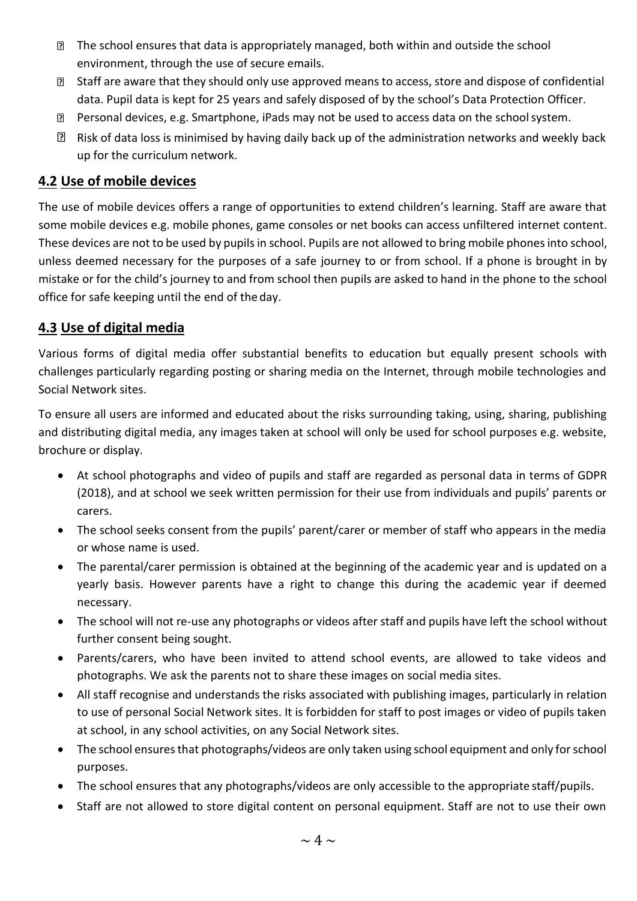- The school ensures that data is appropriately managed, both within and outside the school environment, through the use of secure emails.
- Staff are aware that they should only use approved means to access, store and dispose of confidential data. Pupil data is kept for 25 years and safely disposed of by the school's Data Protection Officer.
- Personal devices, e.g. Smartphone, iPads may not be used to access data on the school system.
- Risk of data loss is minimised by having daily back up of the administration networks and weekly back up for the curriculum network.

## **4.2 Use of mobile devices**

The use of mobile devices offers a range of opportunities to extend children's learning. Staff are aware that some mobile devices e.g. mobile phones, game consoles or net books can access unfiltered internet content. These devices are not to be used by pupils in school. Pupils are not allowed to bring mobile phones into school, unless deemed necessary for the purposes of a safe journey to or from school. If a phone is brought in by mistake or for the child's journey to and from school then pupils are asked to hand in the phone to the school office for safe keeping until the end of the day.

## **4.3 Use of digital media**

Various forms of digital media offer substantial benefits to education but equally present schools with challenges particularly regarding posting or sharing media on the Internet, through mobile technologies and Social Network sites.

To ensure all users are informed and educated about the risks surrounding taking, using, sharing, publishing and distributing digital media, any images taken at school will only be used for school purposes e.g. website, brochure or display.

- At school photographs and video of pupils and staff are regarded as personal data in terms of GDPR (2018), and at school we seek written permission for their use from individuals and pupils' parents or carers.
- The school seeks consent from the pupils' parent/carer or member of staff who appears in the media or whose name is used.
- The parental/carer permission is obtained at the beginning of the academic year and is updated on a yearly basis. However parents have a right to change this during the academic year if deemed necessary.
- The school will not re-use any photographs or videos after staff and pupils have left the school without further consent being sought.
- Parents/carers, who have been invited to attend school events, are allowed to take videos and photographs. We ask the parents not to share these images on social media sites.
- All staff recognise and understands the risks associated with publishing images, particularly in relation to use of personal Social Network sites. It is forbidden for staff to post images or video of pupils taken at school, in any school activities, on any Social Network sites.
- The school ensures that photographs/videos are only taken using school equipment and only for school purposes.
- The school ensures that any photographs/videos are only accessible to the appropriate staff/pupils.
- Staff are not allowed to store digital content on personal equipment. Staff are not to use their own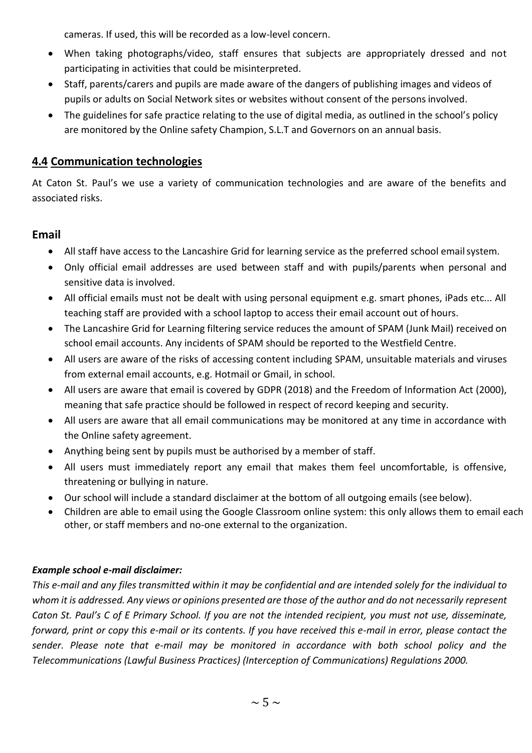cameras. If used, this will be recorded as a low-level concern.

- When taking photographs/video, staff ensures that subjects are appropriately dressed and not participating in activities that could be misinterpreted.
- Staff, parents/carers and pupils are made aware of the dangers of publishing images and videos of pupils or adults on Social Network sites or websites without consent of the persons involved.
- The guidelines for safe practice relating to the use of digital media, as outlined in the school's policy are monitored by the Online safety Champion, S.L.T and Governors on an annual basis.

## **4.4 Communication technologies**

At Caton St. Paul's we use a variety of communication technologies and are aware of the benefits and associated risks.

### Email

- All staff have access to the Lancashire Grid for learning service as the preferred school email system.
- Only official email addresses are used between staff and with pupils/parents when personal and sensitive data is involved.
- All official emails must not be dealt with using personal equipment e.g. smart phones, iPads etc... All teaching staff are provided with a school laptop to access their email account out of hours.
- The Lancashire Grid for Learning filtering service reduces the amount of SPAM (Junk Mail) received on school email accounts. Any incidents of SPAM should be reported to the Westfield Centre.
- All users are aware of the risks of accessing content including SPAM, unsuitable materials and viruses from external email accounts, e.g. Hotmail or Gmail, in school.
- All users are aware that email is covered by GDPR (2018) and the Freedom of Information Act (2000), meaning that safe practice should be followed in respect of record keeping and security.
- All users are aware that all email communications may be monitored at any time in accordance with the Online safety agreement.
- Anything being sent by pupils must be authorised by a member of staff.
- All users must immediately report any email that makes them feel uncomfortable, is offensive, threatening or bullying in nature.
- Our school will include a standard disclaimer at the bottom of all outgoing emails (see below).
- Children are able to email using the Google Classroom online system: this only allows them to email each other, or staff members and no-one external to the organization.

***Example school e-mail disclaimer:***

*This e-mail and any files transmitted within it may be confidential and are intended solely for the individual to whom it is addressed. Any views or opinions presented are those of the author and do not necessarily represent Caton St. Paul's C of E Primary School. If you are not the intended recipient, you must not use, disseminate, forward, print or copy this e-mail or its contents. If you have received this e-mail in error, please contact the sender. Please note that e-mail may be monitored in accordance with both school policy and the Telecommunications (Lawful Business Practices) (Interception of Communications) Regulations 2000.*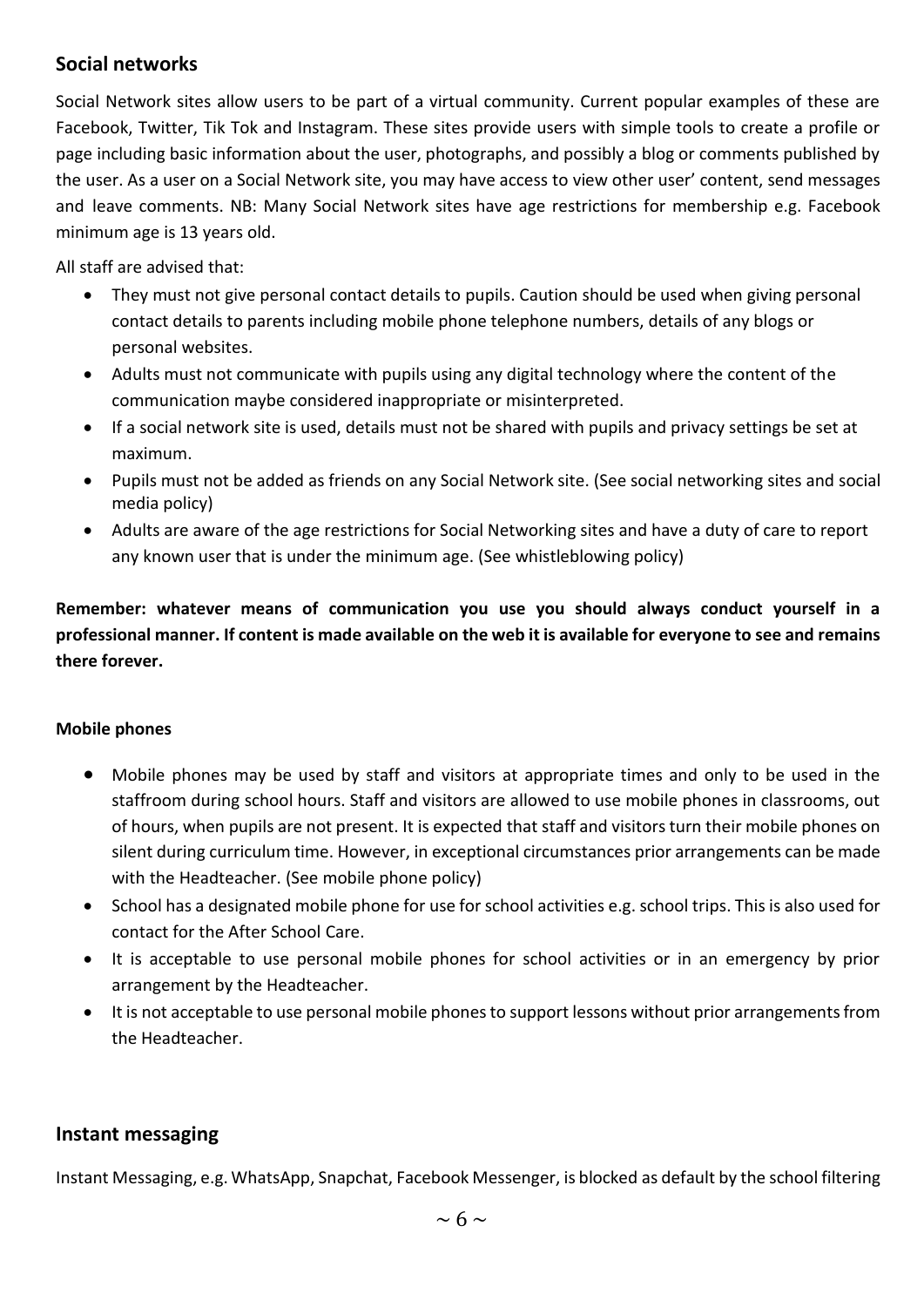## Social networks

Social Network sites allow users to be part of a virtual community. Current popular examples of these are Facebook, Twitter, Tik Tok and Instagram. These sites provide users with simple tools to create a profile or page including basic information about the user, photographs, and possibly a blog or comments published by the user. As a user on a Social Network site, you may have access to view other user' content, send messages and leave comments. NB: Many Social Network sites have age restrictions for membership e.g. Facebook minimum age is 13 years old.

All staff are advised that:

- They must not give personal contact details to pupils. Caution should be used when giving personal contact details to parents including mobile phone telephone numbers, details of any blogs or personal websites.
- Adults must not communicate with pupils using any digital technology where the content of the communication maybe considered inappropriate or misinterpreted.
- If a social network site is used, details must not be shared with pupils and privacy settings be set at maximum.
- Pupils must not be added as friends on any Social Network site. (See social networking sites and social media policy)
- Adults are aware of the age restrictions for Social Networking sites and have a duty of care to report any known user that is under the minimum age. (See whistleblowing policy)

**Remember: whatever means of communication you use you should always conduct yourself in a professional manner. If content is made available on the web it is available for everyone to see and remains there forever.**

**Mobile phones**

- Mobile phones may be used by staff and visitors at appropriate times and only to be used in the staffroom during school hours. Staff and visitors are allowed to use mobile phones in classrooms, out of hours, when pupils are not present. It is expected that staff and visitors turn their mobile phones on silent during curriculum time. However, in exceptional circumstances prior arrangements can be made with the Headteacher. (See mobile phone policy)
- School has a designated mobile phone for use for school activities e.g. school trips. This is also used for contact for the After School Care.
- It is acceptable to use personal mobile phones for school activities or in an emergency by prior arrangement by the Headteacher.
- It is not acceptable to use personal mobile phones to support lessons without prior arrangements from the Headteacher.

## Instant messaging

Instant Messaging, e.g. WhatsApp, Snapchat, Facebook Messenger, is blocked as default by the school filtering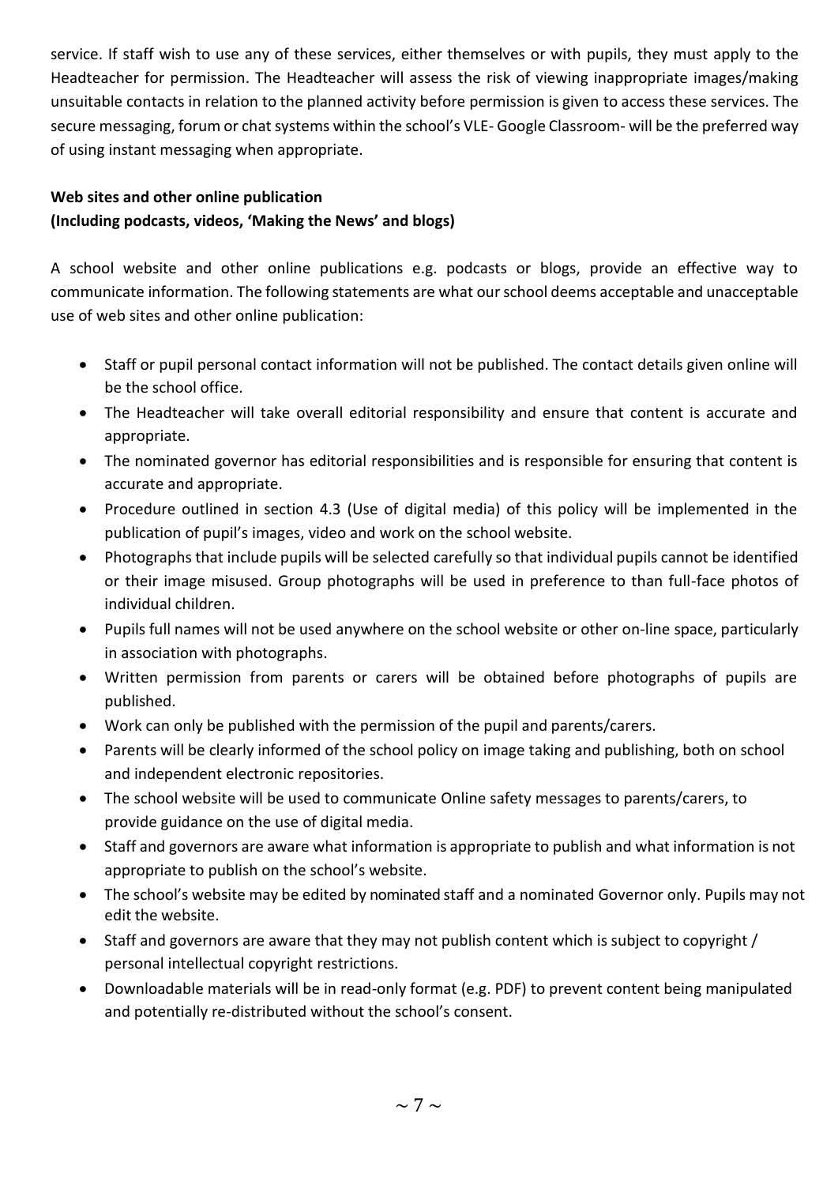service. If staff wish to use any of these services, either themselves or with pupils, they must apply to the Headteacher for permission. The Headteacher will assess the risk of viewing inappropriate images/making unsuitable contacts in relation to the planned activity before permission is given to access these services. The secure messaging, forum or chat systems within the school's VLE- Google Classroom- will be the preferred way of using instant messaging when appropriate.

**Web sites and other online publication**
**(Including podcasts, videos, 'Making the News' and blogs)**

A school website and other online publications e.g. podcasts or blogs, provide an effective way to communicate information. The following statements are what our school deems acceptable and unacceptable use of web sites and other online publication:

- Staff or pupil personal contact information will not be published. The contact details given online will be the school office.
- The Headteacher will take overall editorial responsibility and ensure that content is accurate and appropriate.
- The nominated governor has editorial responsibilities and is responsible for ensuring that content is accurate and appropriate.
- Procedure outlined in section 4.3 (Use of digital media) of this policy will be implemented in the publication of pupil's images, video and work on the school website.
- Photographs that include pupils will be selected carefully so that individual pupils cannot be identified or their image misused. Group photographs will be used in preference to than full-face photos of individual children.
- Pupils full names will not be used anywhere on the school website or other on-line space, particularly in association with photographs.
- Written permission from parents or carers will be obtained before photographs of pupils are published.
- Work can only be published with the permission of the pupil and parents/carers.
- Parents will be clearly informed of the school policy on image taking and publishing, both on school and independent electronic repositories.
- The school website will be used to communicate Online safety messages to parents/carers, to provide guidance on the use of digital media.
- Staff and governors are aware what information is appropriate to publish and what information is not appropriate to publish on the school's website.
- The school's website may be edited by nominated staff and a nominated Governor only. Pupils may not edit the website.
- Staff and governors are aware that they may not publish content which is subject to copyright / personal intellectual copyright restrictions.
- Downloadable materials will be in read-only format (e.g. PDF) to prevent content being manipulated and potentially re-distributed without the school's consent.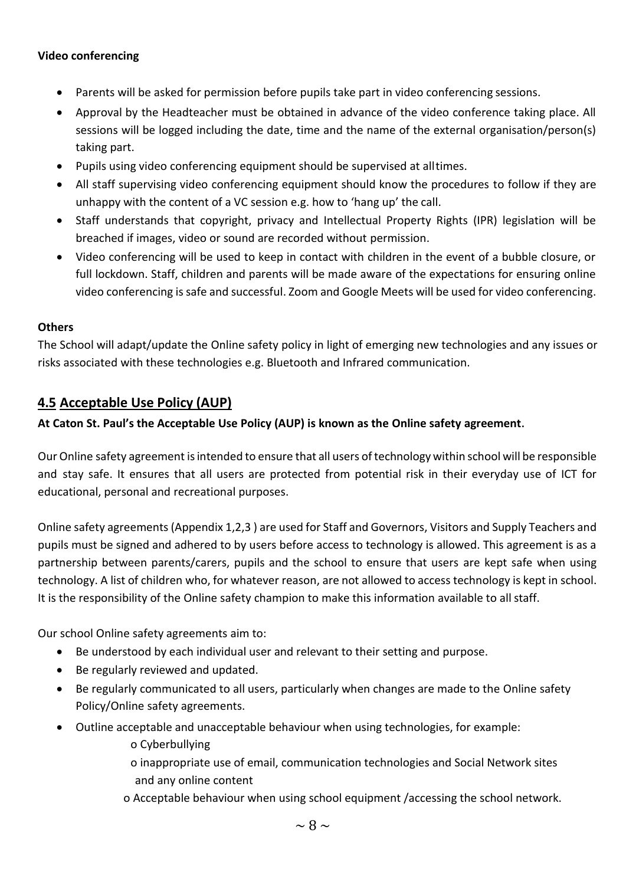**Video conferencing**

- Parents will be asked for permission before pupils take part in video conferencing sessions.
- Approval by the Headteacher must be obtained in advance of the video conference taking place. All sessions will be logged including the date, time and the name of the external organisation/person(s) taking part.
- Pupils using video conferencing equipment should be supervised at all times.
- All staff supervising video conferencing equipment should know the procedures to follow if they are unhappy with the content of a VC session e.g. how to 'hang up' the call.
- Staff understands that copyright, privacy and Intellectual Property Rights (IPR) legislation will be breached if images, video or sound are recorded without permission.
- Video conferencing will be used to keep in contact with children in the event of a bubble closure, or full lockdown. Staff, children and parents will be made aware of the expectations for ensuring online video conferencing is safe and successful. Zoom and Google Meets will be used for video conferencing.

**Others**

The School will adapt/update the Online safety policy in light of emerging new technologies and any issues or risks associated with these technologies e.g. Bluetooth and Infrared communication.

## 4.5 Acceptable Use Policy (AUP)

**At Caton St. Paul's the Acceptable Use Policy (AUP) is known as the Online safety agreement.**

Our Online safety agreement is intended to ensure that all users of technology within school will be responsible and stay safe. It ensures that all users are protected from potential risk in their everyday use of ICT for educational, personal and recreational purposes.

Online safety agreements (Appendix 1,2,3 ) are used for Staff and Governors, Visitors and Supply Teachers and pupils must be signed and adhered to by users before access to technology is allowed. This agreement is as a partnership between parents/carers, pupils and the school to ensure that users are kept safe when using technology. A list of children who, for whatever reason, are not allowed to access technology is kept in school. It is the responsibility of the Online safety champion to make this information available to all staff.

Our school Online safety agreements aim to:

- Be understood by each individual user and relevant to their setting and purpose.
- Be regularly reviewed and updated.
- Be regularly communicated to all users, particularly when changes are made to the Online safety Policy/Online safety agreements.
- Outline acceptable and unacceptable behaviour when using technologies, for example:
    - Cyberbullying
    - inappropriate use of email, communication technologies and Social Network sites and any online content
    - Acceptable behaviour when using school equipment /accessing the school network.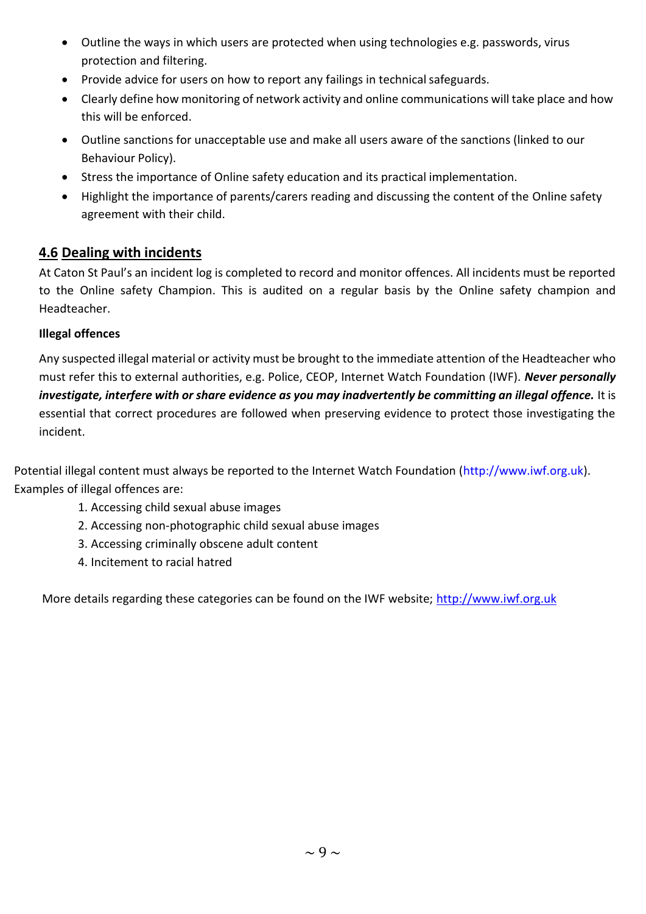- Outline the ways in which users are protected when using technologies e.g. passwords, virus protection and filtering.
- Provide advice for users on how to report any failings in technical safeguards.
- Clearly define how monitoring of network activity and online communications will take place and how this will be enforced.
- Outline sanctions for unacceptable use and make all users aware of the sanctions (linked to our Behaviour Policy).
- Stress the importance of Online safety education and its practical implementation.
- Highlight the importance of parents/carers reading and discussing the content of the Online safety agreement with their child.

## 4.6 Dealing with incidents

At Caton St Paul's an incident log is completed to record and monitor offences. All incidents must be reported to the Online safety Champion. This is audited on a regular basis by the Online safety champion and Headteacher.

**Illegal offences**

Any suspected illegal material or activity must be brought to the immediate attention of the Headteacher who must refer this to external authorities, e.g. Police, CEOP, Internet Watch Foundation (IWF). ***Never personally investigate, interfere with or share evidence as you may inadvertently be committing an illegal offence.*** It is essential that correct procedures are followed when preserving evidence to protect those investigating the incident.

Potential illegal content must always be reported to the Internet Watch Foundation (http://www.iwf.org.uk). Examples of illegal offences are:

1. Accessing child sexual abuse images
2. Accessing non-photographic child sexual abuse images
3. Accessing criminally obscene adult content
4. Incitement to racial hatred

More details regarding these categories can be found on the IWF website; http://www.iwf.org.uk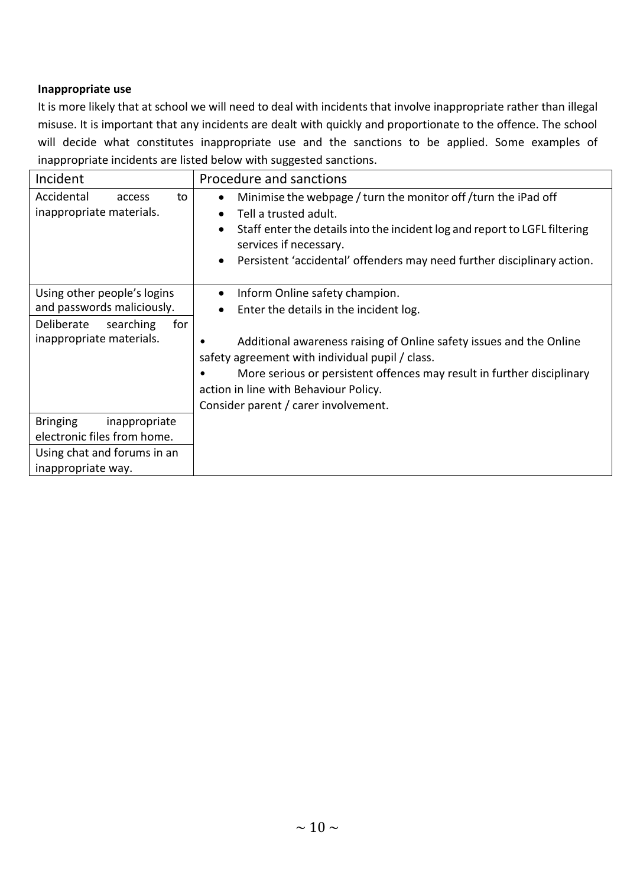**Inappropriate use**

It is more likely that at school we will need to deal with incidents that involve inappropriate rather than illegal misuse. It is important that any incidents are dealt with quickly and proportionate to the offence. The school will decide what constitutes inappropriate use and the sanctions to be applied. Some examples of inappropriate incidents are listed below with suggested sanctions.

| Incident | Procedure and sanctions |
|---|---|
| Accidental access to inappropriate materials. | • Minimise the webpage / turn the monitor off /turn the iPad off<br>• Tell a trusted adult.<br>• Staff enter the details into the incident log and report to LGFL filtering services if necessary.<br>• Persistent 'accidental' offenders may need further disciplinary action. |
| Using other people's logins and passwords maliciously.<br>Deliberate searching for inappropriate materials.<br>Bringing inappropriate electronic files from home.<br>Using chat and forums in an inappropriate way. | • Inform Online safety champion.<br>• Enter the details in the incident log.<br><br>• Additional awareness raising of Online safety issues and the Online safety agreement with individual pupil / class.<br>• More serious or persistent offences may result in further disciplinary action in line with Behaviour Policy.<br>Consider parent / carer involvement. |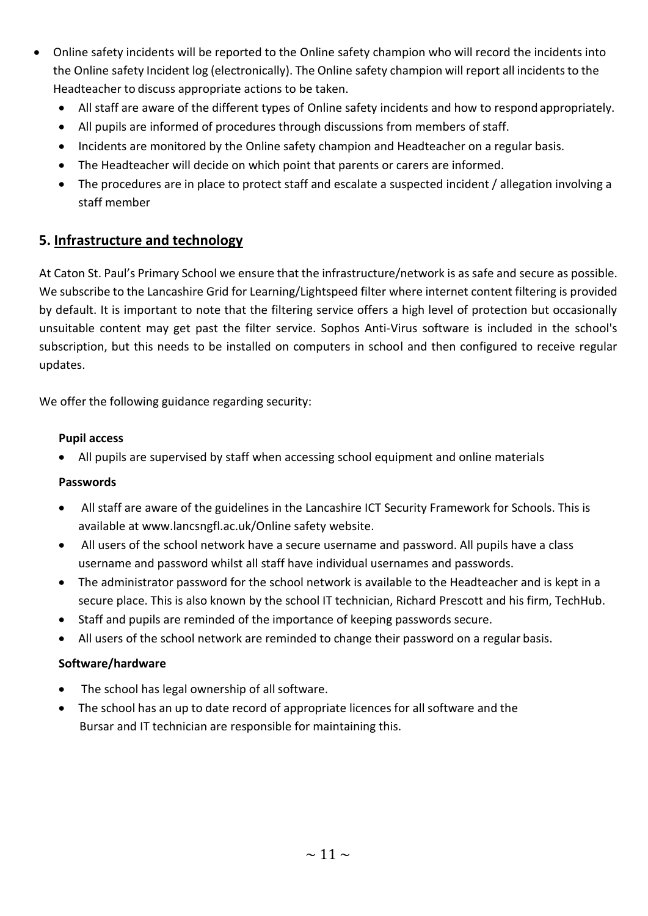- Online safety incidents will be reported to the Online safety champion who will record the incidents into the Online safety Incident log (electronically). The Online safety champion will report all incidents to the Headteacher to discuss appropriate actions to be taken.
  - All staff are aware of the different types of Online safety incidents and how to respond appropriately.
  - All pupils are informed of procedures through discussions from members of staff.
  - Incidents are monitored by the Online safety champion and Headteacher on a regular basis.
  - The Headteacher will decide on which point that parents or carers are informed.
  - The procedures are in place to protect staff and escalate a suspected incident / allegation involving a staff member

## 5. Infrastructure and technology

At Caton St. Paul's Primary School we ensure that the infrastructure/network is as safe and secure as possible. We subscribe to the Lancashire Grid for Learning/Lightspeed filter where internet content filtering is provided by default. It is important to note that the filtering service offers a high level of protection but occasionally unsuitable content may get past the filter service. Sophos Anti-Virus software is included in the school's subscription, but this needs to be installed on computers in school and then configured to receive regular updates.

We offer the following guidance regarding security:

**Pupil access**

- All pupils are supervised by staff when accessing school equipment and online materials

**Passwords**

- All staff are aware of the guidelines in the Lancashire ICT Security Framework for Schools. This is available at www.lancsngfl.ac.uk/Online safety website.
- All users of the school network have a secure username and password. All pupils have a class username and password whilst all staff have individual usernames and passwords.
- The administrator password for the school network is available to the Headteacher and is kept in a secure place. This is also known by the school IT technician, Richard Prescott and his firm, TechHub.
- Staff and pupils are reminded of the importance of keeping passwords secure.
- All users of the school network are reminded to change their password on a regular basis.

**Software/hardware**

- The school has legal ownership of all software.
- The school has an up to date record of appropriate licences for all software and the Bursar and IT technician are responsible for maintaining this.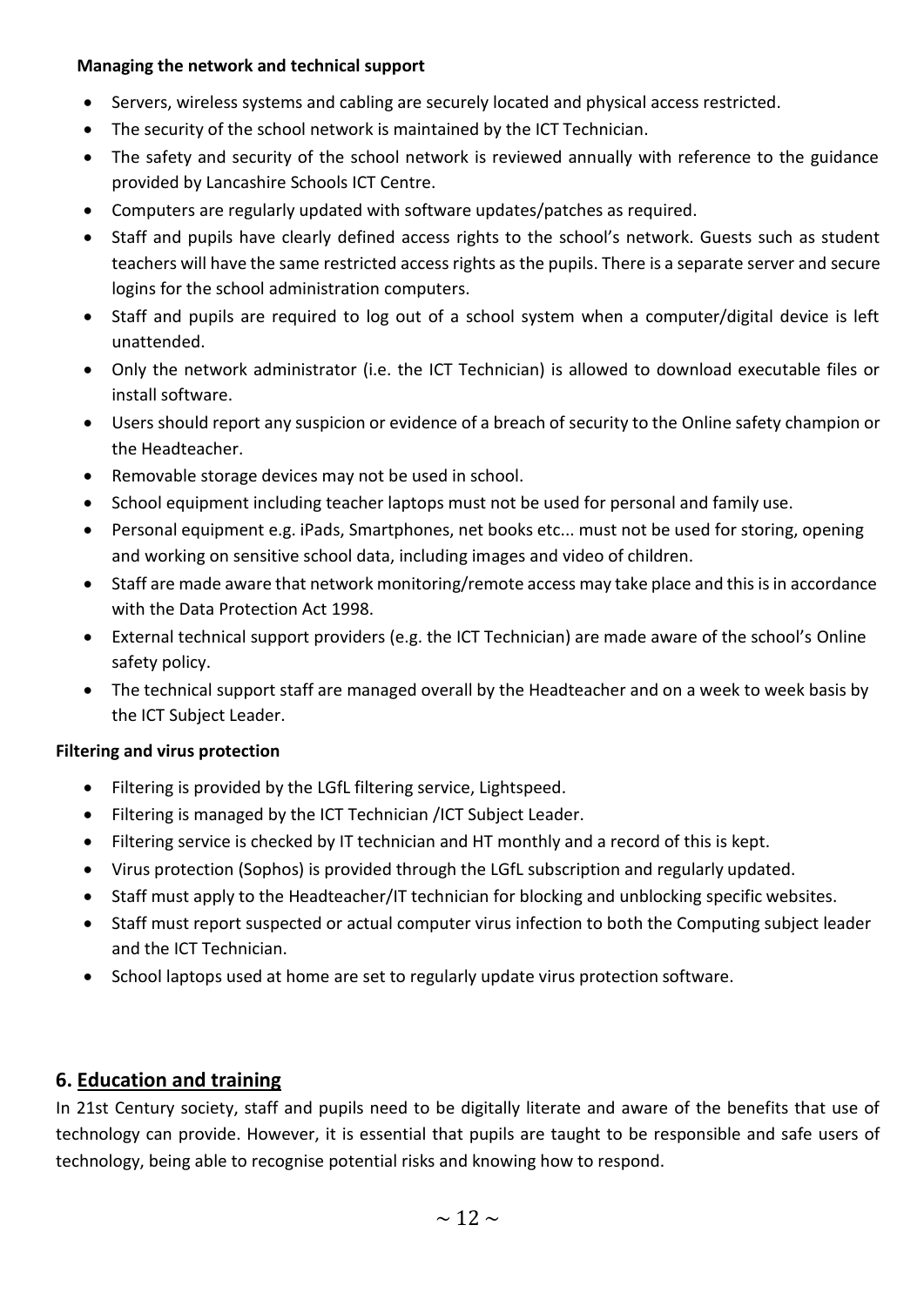**Managing the network and technical support**

- Servers, wireless systems and cabling are securely located and physical access restricted.
- The security of the school network is maintained by the ICT Technician.
- The safety and security of the school network is reviewed annually with reference to the guidance provided by Lancashire Schools ICT Centre.
- Computers are regularly updated with software updates/patches as required.
- Staff and pupils have clearly defined access rights to the school's network. Guests such as student teachers will have the same restricted access rights as the pupils. There is a separate server and secure logins for the school administration computers.
- Staff and pupils are required to log out of a school system when a computer/digital device is left unattended.
- Only the network administrator (i.e. the ICT Technician) is allowed to download executable files or install software.
- Users should report any suspicion or evidence of a breach of security to the Online safety champion or the Headteacher.
- Removable storage devices may not be used in school.
- School equipment including teacher laptops must not be used for personal and family use.
- Personal equipment e.g. iPads, Smartphones, net books etc... must not be used for storing, opening and working on sensitive school data, including images and video of children.
- Staff are made aware that network monitoring/remote access may take place and this is in accordance with the Data Protection Act 1998.
- External technical support providers (e.g. the ICT Technician) are made aware of the school's Online safety policy.
- The technical support staff are managed overall by the Headteacher and on a week to week basis by the ICT Subject Leader.

**Filtering and virus protection**

- Filtering is provided by the LGfL filtering service, Lightspeed.
- Filtering is managed by the ICT Technician /ICT Subject Leader.
- Filtering service is checked by IT technician and HT monthly and a record of this is kept.
- Virus protection (Sophos) is provided through the LGfL subscription and regularly updated.
- Staff must apply to the Headteacher/IT technician for blocking and unblocking specific websites.
- Staff must report suspected or actual computer virus infection to both the Computing subject leader and the ICT Technician.
- School laptops used at home are set to regularly update virus protection software.

## 6. Education and training

In 21st Century society, staff and pupils need to be digitally literate and aware of the benefits that use of technology can provide. However, it is essential that pupils are taught to be responsible and safe users of technology, being able to recognise potential risks and knowing how to respond.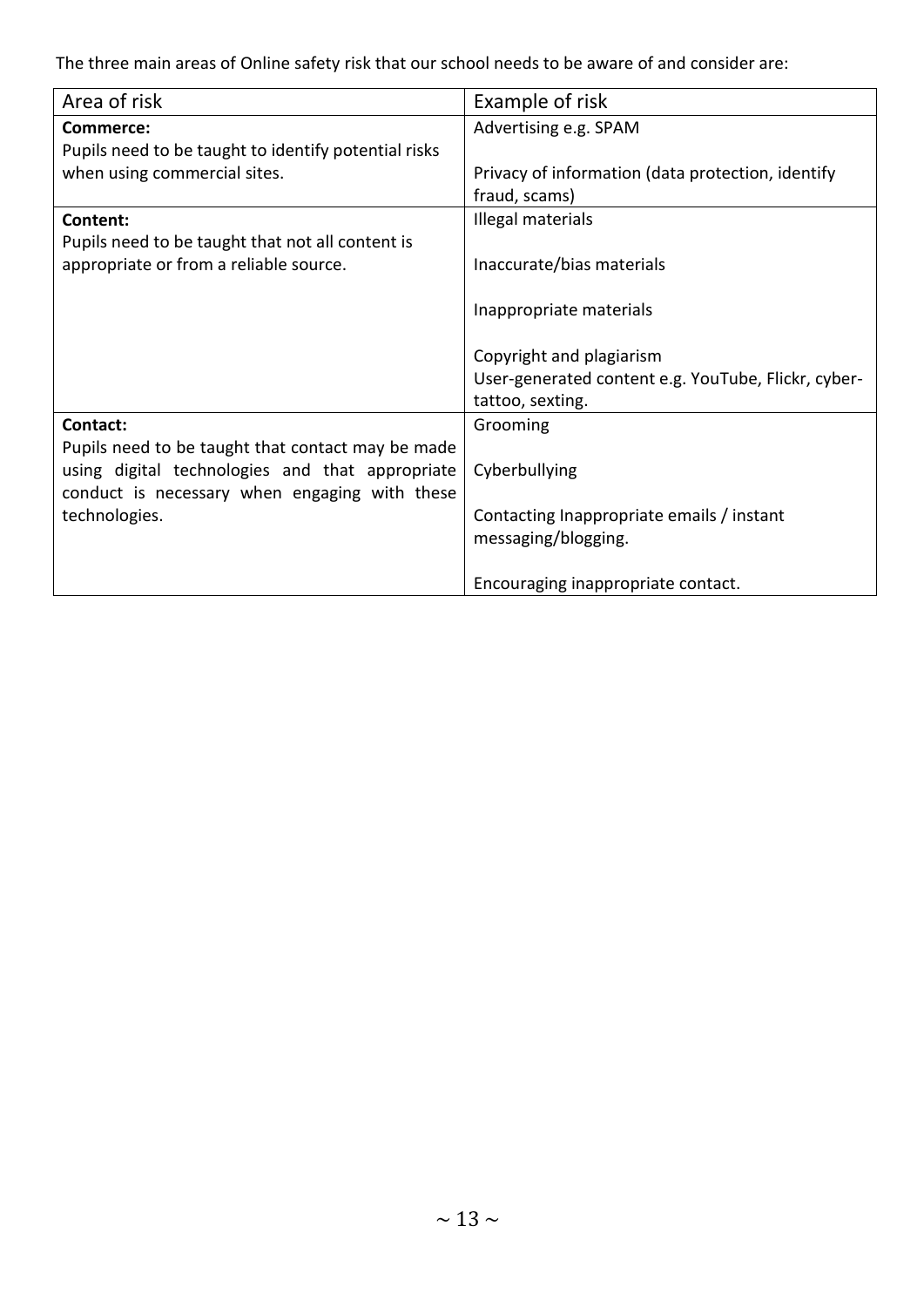The three main areas of Online safety risk that our school needs to be aware of and consider are:

| Area of risk | Example of risk |
|---|---|
| **Commerce:**<br>Pupils need to be taught to identify potential risks when using commercial sites. | Advertising e.g. SPAM<br><br>Privacy of information (data protection, identify fraud, scams) |
| **Content:**<br>Pupils need to be taught that not all content is appropriate or from a reliable source. | Illegal materials<br><br>Inaccurate/bias materials<br><br>Inappropriate materials<br><br>Copyright and plagiarism<br>User-generated content e.g. YouTube, Flickr, cyber-tattoo, sexting. |
| **Contact:**<br>Pupils need to be taught that contact may be made using digital technologies and that appropriate conduct is necessary when engaging with these technologies. | Grooming<br><br>Cyberbullying<br><br>Contacting Inappropriate emails / instant messaging/blogging.<br><br>Encouraging inappropriate contact. |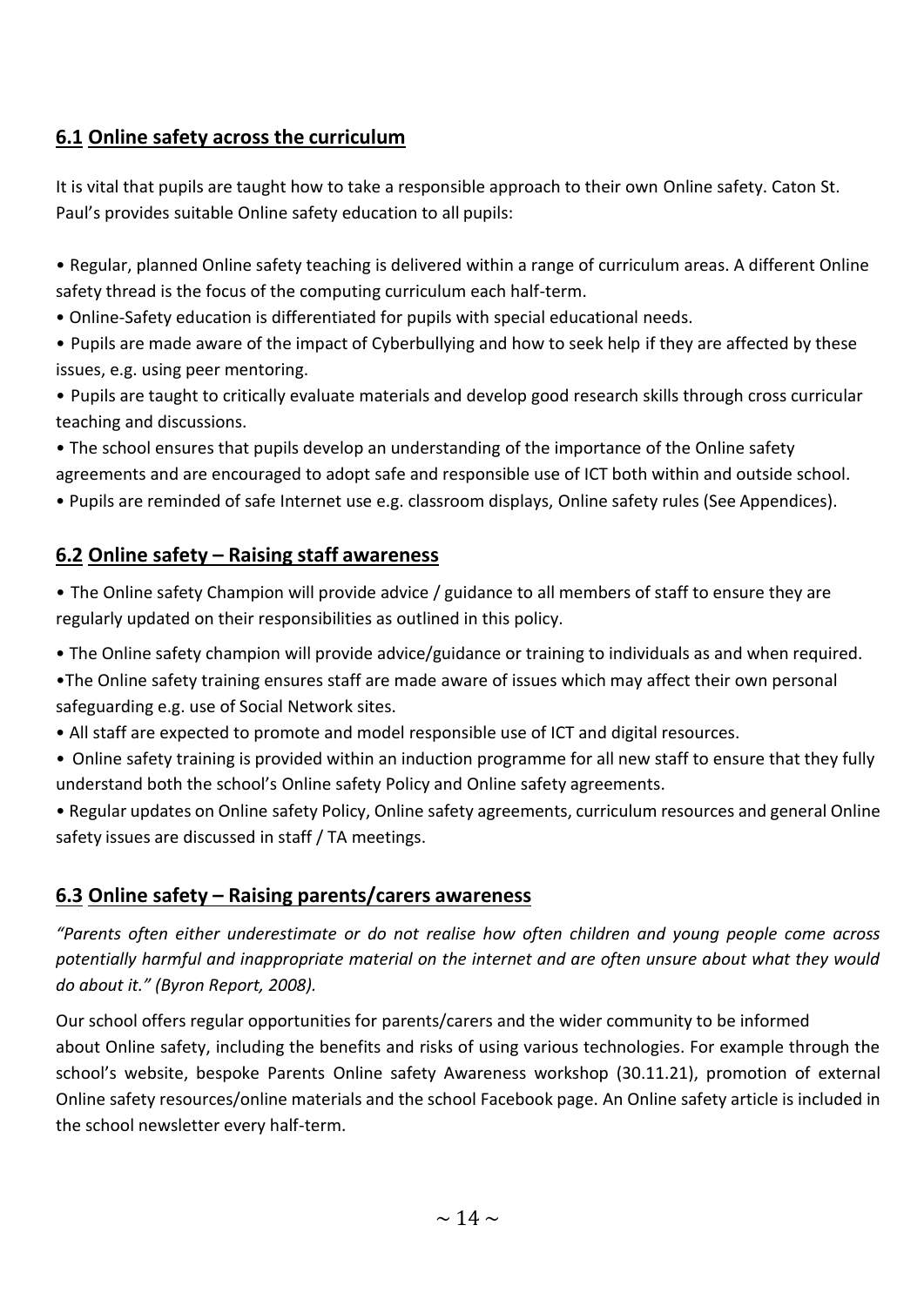## 6.1 Online safety across the curriculum

It is vital that pupils are taught how to take a responsible approach to their own Online safety. Caton St. Paul's provides suitable Online safety education to all pupils:

- Regular, planned Online safety teaching is delivered within a range of curriculum areas. A different Online safety thread is the focus of the computing curriculum each half-term.
- Online-Safety education is differentiated for pupils with special educational needs.
- Pupils are made aware of the impact of Cyberbullying and how to seek help if they are affected by these issues, e.g. using peer mentoring.
- Pupils are taught to critically evaluate materials and develop good research skills through cross curricular teaching and discussions.
- The school ensures that pupils develop an understanding of the importance of the Online safety agreements and are encouraged to adopt safe and responsible use of ICT both within and outside school.
- Pupils are reminded of safe Internet use e.g. classroom displays, Online safety rules (See Appendices).

## 6.2 Online safety – Raising staff awareness

- The Online safety Champion will provide advice / guidance to all members of staff to ensure they are regularly updated on their responsibilities as outlined in this policy.
- The Online safety champion will provide advice/guidance or training to individuals as and when required.
- The Online safety training ensures staff are made aware of issues which may affect their own personal safeguarding e.g. use of Social Network sites.
- All staff are expected to promote and model responsible use of ICT and digital resources.
- Online safety training is provided within an induction programme for all new staff to ensure that they fully understand both the school's Online safety Policy and Online safety agreements.
- Regular updates on Online safety Policy, Online safety agreements, curriculum resources and general Online safety issues are discussed in staff / TA meetings.

## 6.3 Online safety – Raising parents/carers awareness

*"Parents often either underestimate or do not realise how often children and young people come across potentially harmful and inappropriate material on the internet and are often unsure about what they would do about it." (Byron Report, 2008).*

Our school offers regular opportunities for parents/carers and the wider community to be informed about Online safety, including the benefits and risks of using various technologies. For example through the school's website, bespoke Parents Online safety Awareness workshop (30.11.21), promotion of external Online safety resources/online materials and the school Facebook page. An Online safety article is included in the school newsletter every half-term.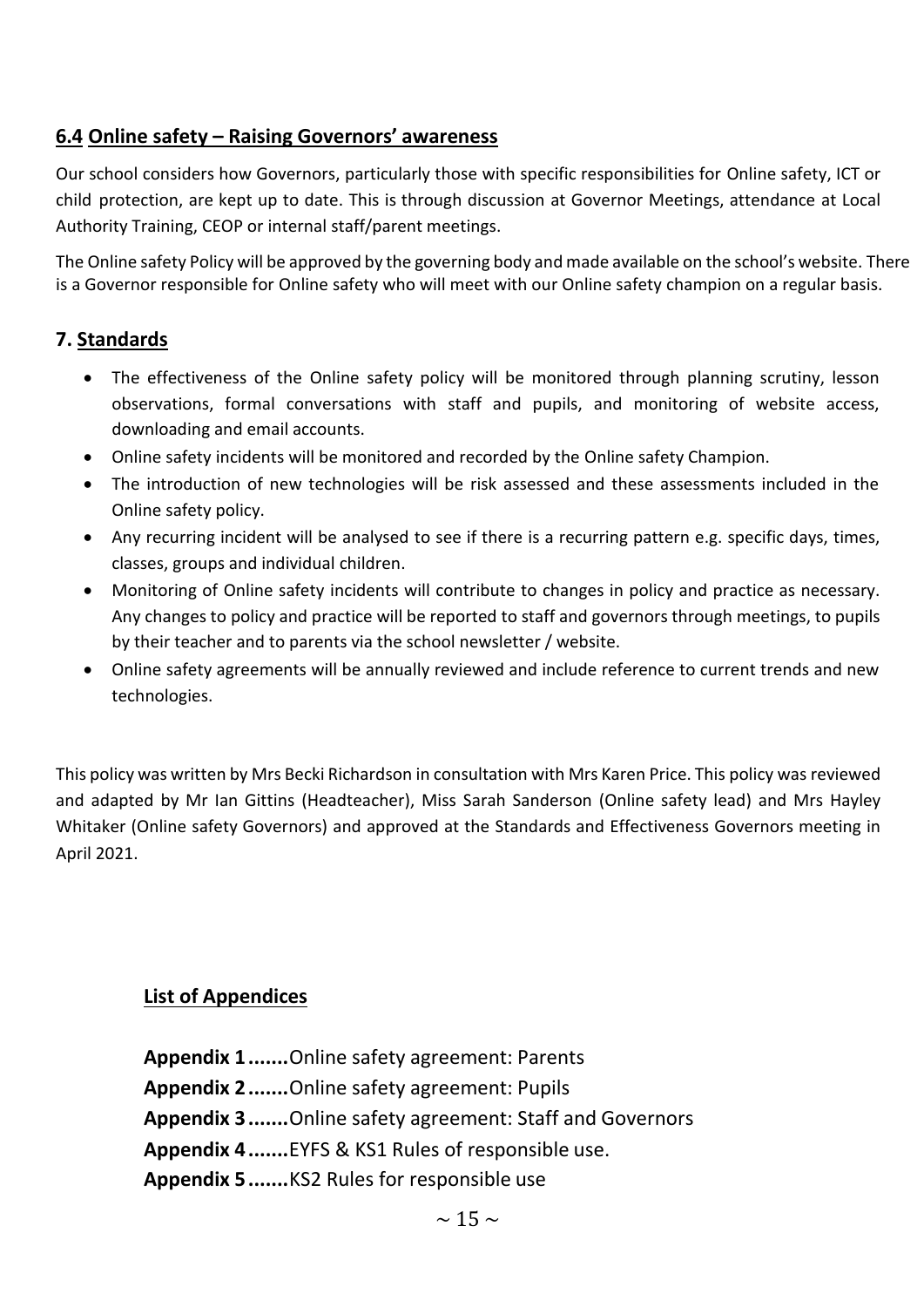## 6.4 Online safety – Raising Governors' awareness

Our school considers how Governors, particularly those with specific responsibilities for Online safety, ICT or child protection, are kept up to date. This is through discussion at Governor Meetings, attendance at Local Authority Training, CEOP or internal staff/parent meetings.

The Online safety Policy will be approved by the governing body and made available on the school's website. There is a Governor responsible for Online safety who will meet with our Online safety champion on a regular basis.

## 7. Standards

- The effectiveness of the Online safety policy will be monitored through planning scrutiny, lesson observations, formal conversations with staff and pupils, and monitoring of website access, downloading and email accounts.
- Online safety incidents will be monitored and recorded by the Online safety Champion.
- The introduction of new technologies will be risk assessed and these assessments included in the Online safety policy.
- Any recurring incident will be analysed to see if there is a recurring pattern e.g. specific days, times, classes, groups and individual children.
- Monitoring of Online safety incidents will contribute to changes in policy and practice as necessary. Any changes to policy and practice will be reported to staff and governors through meetings, to pupils by their teacher and to parents via the school newsletter / website.
- Online safety agreements will be annually reviewed and include reference to current trends and new technologies.

This policy was written by Mrs Becki Richardson in consultation with Mrs Karen Price. This policy was reviewed and adapted by Mr Ian Gittins (Headteacher), Miss Sarah Sanderson (Online safety lead) and Mrs Hayley Whitaker (Online safety Governors) and approved at the Standards and Effectiveness Governors meeting in April 2021.

### List of Appendices

**Appendix 1 .......**Online safety agreement: Parents
**Appendix 2 .......**Online safety agreement: Pupils
**Appendix 3 .......**Online safety agreement: Staff and Governors
**Appendix 4 .......**EYFS & KS1 Rules of responsible use.
**Appendix 5 .......**KS2 Rules for responsible use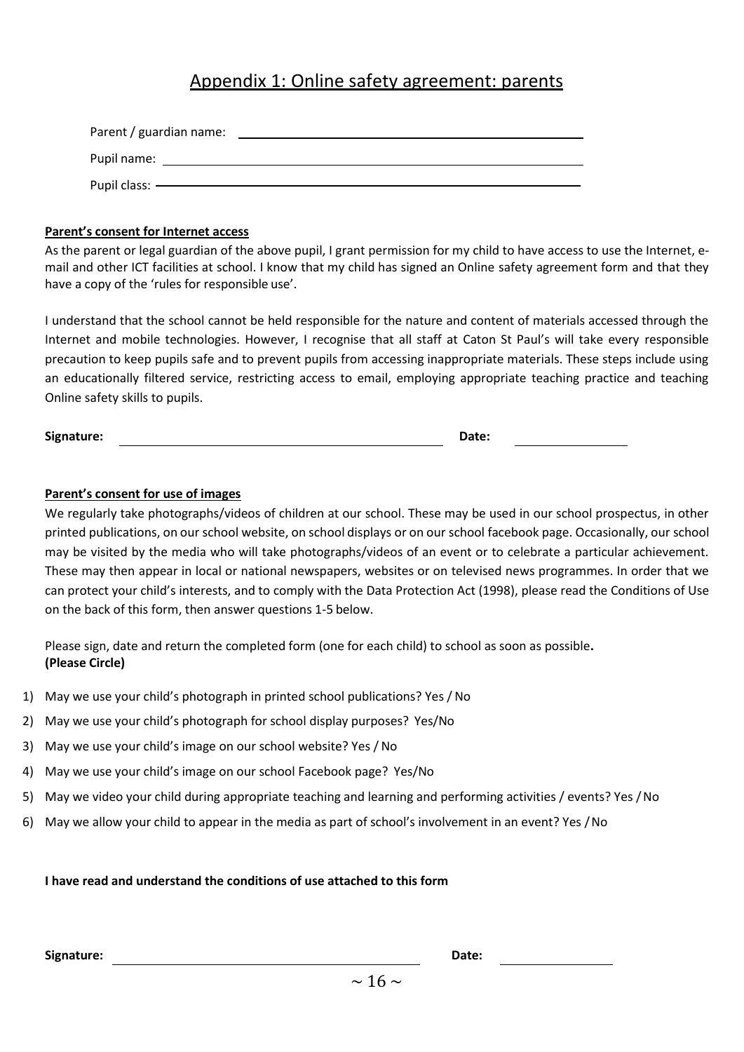# Appendix 1: Online safety agreement: parents

Parent / guardian name: ______________________________

Pupil name: ______________________________

Pupil class: ______________________________

**Parent's consent for Internet access**

As the parent or legal guardian of the above pupil, I grant permission for my child to have access to use the Internet, e-mail and other ICT facilities at school. I know that my child has signed an Online safety agreement form and that they have a copy of the 'rules for responsible use'.

I understand that the school cannot be held responsible for the nature and content of materials accessed through the Internet and mobile technologies. However, I recognise that all staff at Caton St Paul's will take every responsible precaution to keep pupils safe and to prevent pupils from accessing inappropriate materials. These steps include using an educationally filtered service, restricting access to email, employing appropriate teaching practice and teaching Online safety skills to pupils.

**Signature:** ______________________________ **Date:** ______________

**Parent's consent for use of images**

We regularly take photographs/videos of children at our school. These may be used in our school prospectus, in other printed publications, on our school website, on school displays or on our school facebook page. Occasionally, our school may be visited by the media who will take photographs/videos of an event or to celebrate a particular achievement. These may then appear in local or national newspapers, websites or on televised news programmes. In order that we can protect your child's interests, and to comply with the Data Protection Act (1998), please read the Conditions of Use on the back of this form, then answer questions 1-5 below.

Please sign, date and return the completed form (one for each child) to school as soon as possible.
**(Please Circle)**

1) May we use your child's photograph in printed school publications? Yes / No
2) May we use your child's photograph for school display purposes? Yes/No
3) May we use your child's image on our school website? Yes / No
4) May we use your child's image on our school Facebook page? Yes/No
5) May we video your child during appropriate teaching and learning and performing activities / events? Yes / No
6) May we allow your child to appear in the media as part of school's involvement in an event? Yes / No

**I have read and understand the conditions of use attached to this form**

**Signature:** ______________________________ **Date:** ______________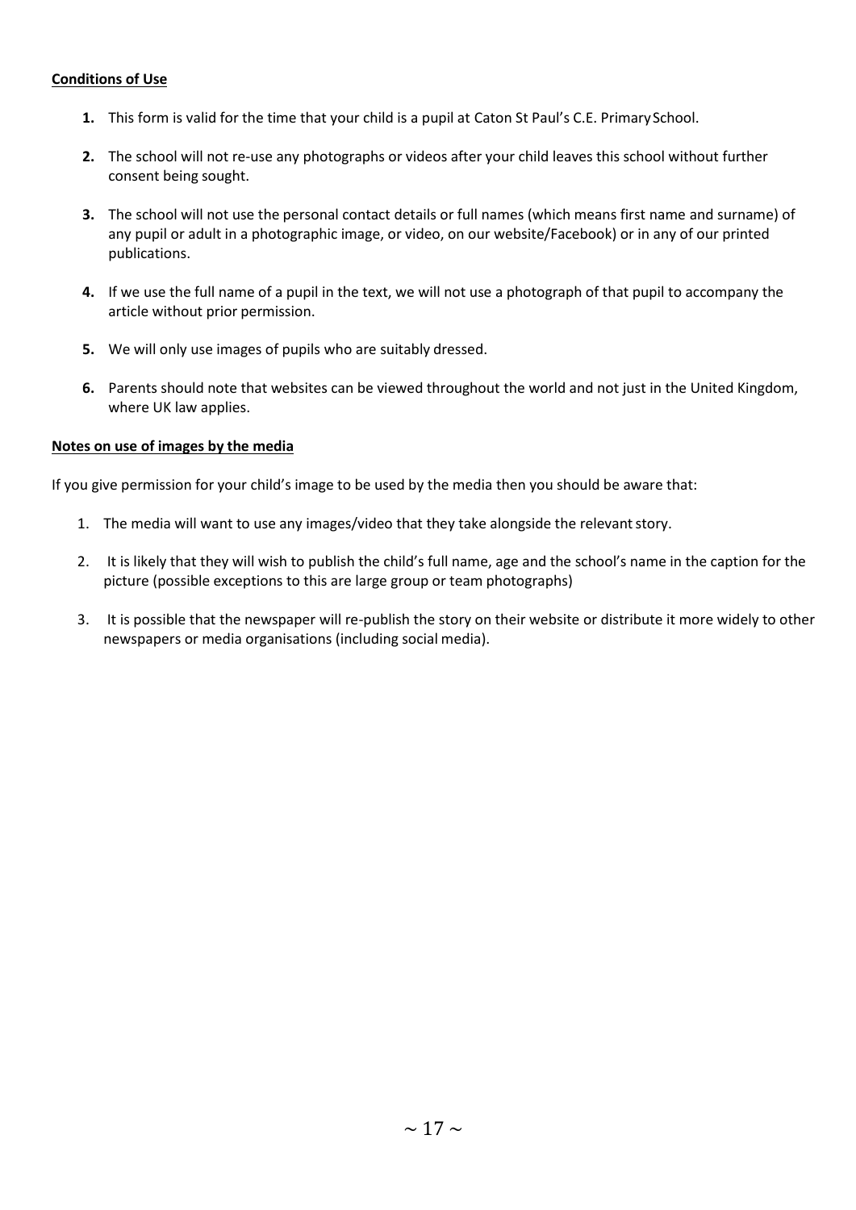**Conditions of Use**

1. This form is valid for the time that your child is a pupil at Caton St Paul's C.E. Primary School.

2. The school will not re-use any photographs or videos after your child leaves this school without further consent being sought.

3. The school will not use the personal contact details or full names (which means first name and surname) of any pupil or adult in a photographic image, or video, on our website/Facebook) or in any of our printed publications.

4. If we use the full name of a pupil in the text, we will not use a photograph of that pupil to accompany the article without prior permission.

5. We will only use images of pupils who are suitably dressed.

6. Parents should note that websites can be viewed throughout the world and not just in the United Kingdom, where UK law applies.

**Notes on use of images by the media**

If you give permission for your child's image to be used by the media then you should be aware that:

1. The media will want to use any images/video that they take alongside the relevant story.

2. It is likely that they will wish to publish the child's full name, age and the school's name in the caption for the picture (possible exceptions to this are large group or team photographs)

3. It is possible that the newspaper will re-publish the story on their website or distribute it more widely to other newspapers or media organisations (including social media).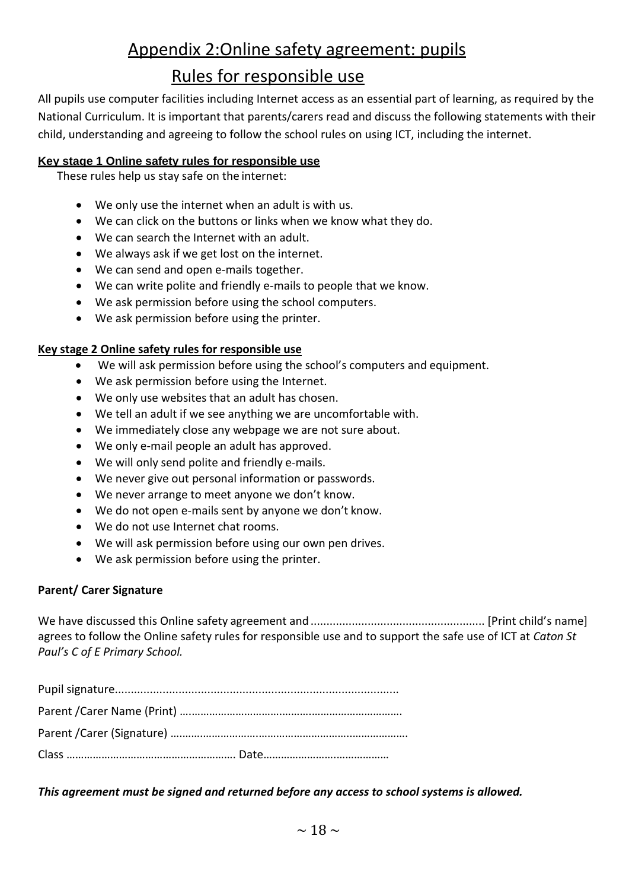# Appendix 2:Online safety agreement: pupils

## Rules for responsible use

All pupils use computer facilities including Internet access as an essential part of learning, as required by the National Curriculum. It is important that parents/carers read and discuss the following statements with their child, understanding and agreeing to follow the school rules on using ICT, including the internet.

**Key stage 1 Online safety rules for responsible use**

These rules help us stay safe on the internet:

- We only use the internet when an adult is with us.
- We can click on the buttons or links when we know what they do.
- We can search the Internet with an adult.
- We always ask if we get lost on the internet.
- We can send and open e-mails together.
- We can write polite and friendly e-mails to people that we know.
- We ask permission before using the school computers.
- We ask permission before using the printer.

**Key stage 2 Online safety rules for responsible use**

- We will ask permission before using the school's computers and equipment.
- We ask permission before using the Internet.
- We only use websites that an adult has chosen.
- We tell an adult if we see anything we are uncomfortable with.
- We immediately close any webpage we are not sure about.
- We only e-mail people an adult has approved.
- We will only send polite and friendly e-mails.
- We never give out personal information or passwords.
- We never arrange to meet anyone we don't know.
- We do not open e-mails sent by anyone we don't know.
- We do not use Internet chat rooms.
- We will ask permission before using our own pen drives.
- We ask permission before using the printer.

**Parent/ Carer Signature**

We have discussed this Online safety agreement and ...................................................... [Print child's name] agrees to follow the Online safety rules for responsible use and to support the safe use of ICT at *Caton St Paul's C of E Primary School.*

Pupil signature.........................................................................................

Parent /Carer Name (Print) …………………………………………………………………

Parent /Carer (Signature) ……………………………………………………………………

Class ………………………………………………… Date……………………………………

***This agreement must be signed and returned before any access to school systems is allowed.***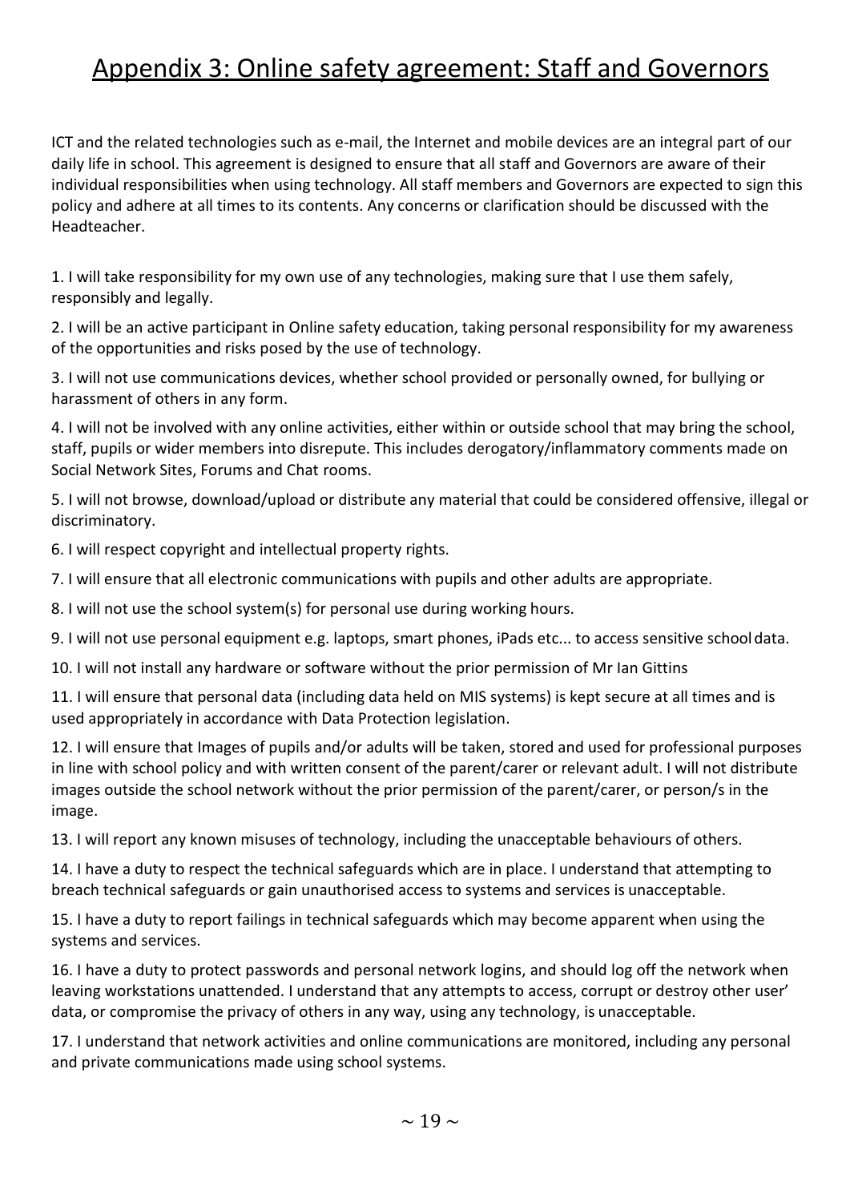# Appendix 3: Online safety agreement: Staff and Governors

ICT and the related technologies such as e-mail, the Internet and mobile devices are an integral part of our daily life in school. This agreement is designed to ensure that all staff and Governors are aware of their individual responsibilities when using technology. All staff members and Governors are expected to sign this policy and adhere at all times to its contents. Any concerns or clarification should be discussed with the Headteacher.

1. I will take responsibility for my own use of any technologies, making sure that I use them safely, responsibly and legally.

2. I will be an active participant in Online safety education, taking personal responsibility for my awareness of the opportunities and risks posed by the use of technology.

3. I will not use communications devices, whether school provided or personally owned, for bullying or harassment of others in any form.

4. I will not be involved with any online activities, either within or outside school that may bring the school, staff, pupils or wider members into disrepute. This includes derogatory/inflammatory comments made on Social Network Sites, Forums and Chat rooms.

5. I will not browse, download/upload or distribute any material that could be considered offensive, illegal or discriminatory.

6. I will respect copyright and intellectual property rights.

7. I will ensure that all electronic communications with pupils and other adults are appropriate.

8. I will not use the school system(s) for personal use during working hours.

9. I will not use personal equipment e.g. laptops, smart phones, iPads etc... to access sensitive school data.

10. I will not install any hardware or software without the prior permission of Mr Ian Gittins

11. I will ensure that personal data (including data held on MIS systems) is kept secure at all times and is used appropriately in accordance with Data Protection legislation.

12. I will ensure that Images of pupils and/or adults will be taken, stored and used for professional purposes in line with school policy and with written consent of the parent/carer or relevant adult. I will not distribute images outside the school network without the prior permission of the parent/carer, or person/s in the image.

13. I will report any known misuses of technology, including the unacceptable behaviours of others.

14. I have a duty to respect the technical safeguards which are in place. I understand that attempting to breach technical safeguards or gain unauthorised access to systems and services is unacceptable.

15. I have a duty to report failings in technical safeguards which may become apparent when using the systems and services.

16. I have a duty to protect passwords and personal network logins, and should log off the network when leaving workstations unattended. I understand that any attempts to access, corrupt or destroy other user' data, or compromise the privacy of others in any way, using any technology, is unacceptable.

17. I understand that network activities and online communications are monitored, including any personal and private communications made using school systems.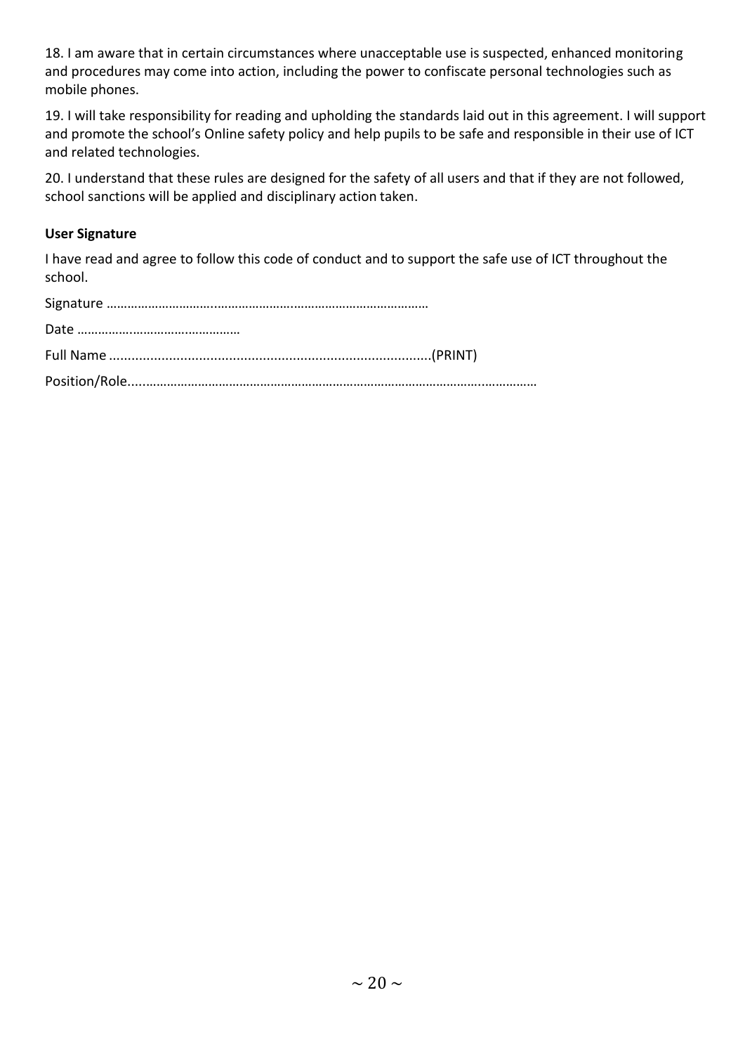18. I am aware that in certain circumstances where unacceptable use is suspected, enhanced monitoring and procedures may come into action, including the power to confiscate personal technologies such as mobile phones.

19. I will take responsibility for reading and upholding the standards laid out in this agreement. I will support and promote the school's Online safety policy and help pupils to be safe and responsible in their use of ICT and related technologies.

20. I understand that these rules are designed for the safety of all users and that if they are not followed, school sanctions will be applied and disciplinary action taken.

**User Signature**

I have read and agree to follow this code of conduct and to support the safe use of ICT throughout the school.

Signature …………………………..……………………..…………………………………

Date ……………..…………………………

Full Name ......................................................................................(PRINT)

Position/Role....………………………………………………………………………………..……………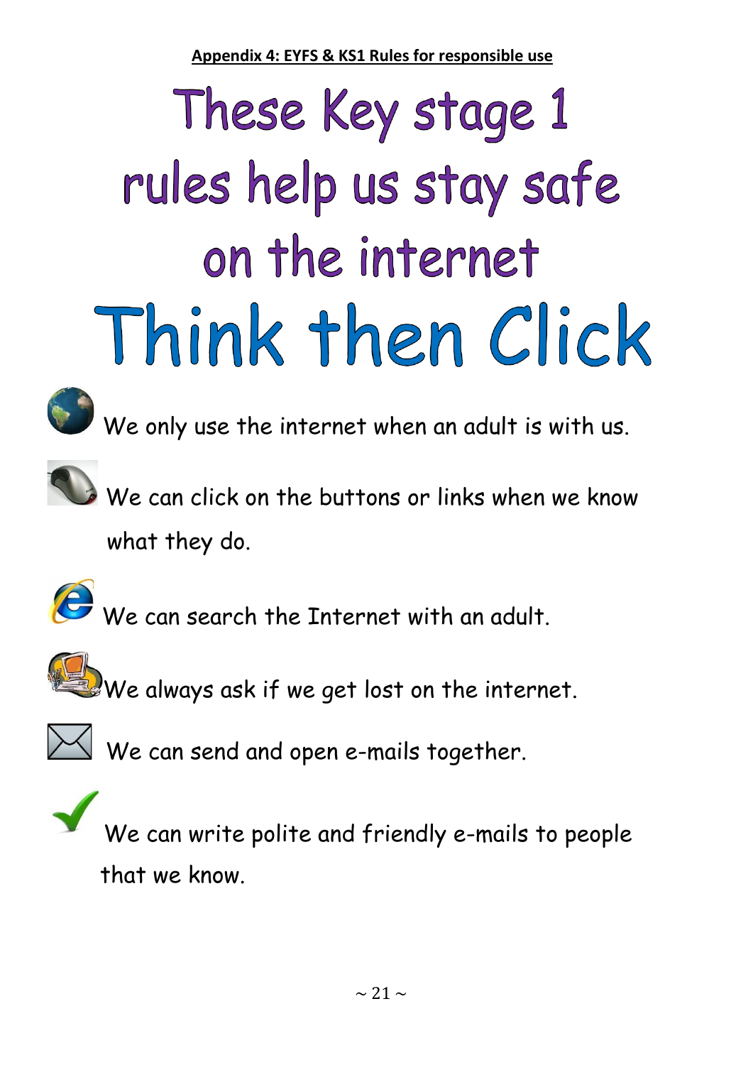## Appendix 4: EYFS & KS1 Rules for responsible use

# These Key stage 1 rules help us stay safe on the internet

# Think then Click

- We only use the internet when an adult is with us.
- We can click on the buttons or links when we know what they do.
- We can search the Internet with an adult.
- We always ask if we get lost on the internet.
- We can send and open e-mails together.
- We can write polite and friendly e-mails to people that we know.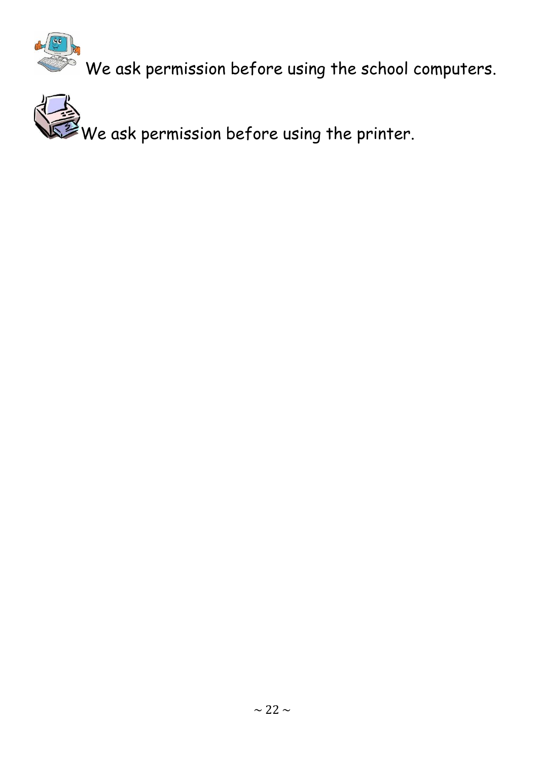We ask permission before using the school computers.

We ask permission before using the printer.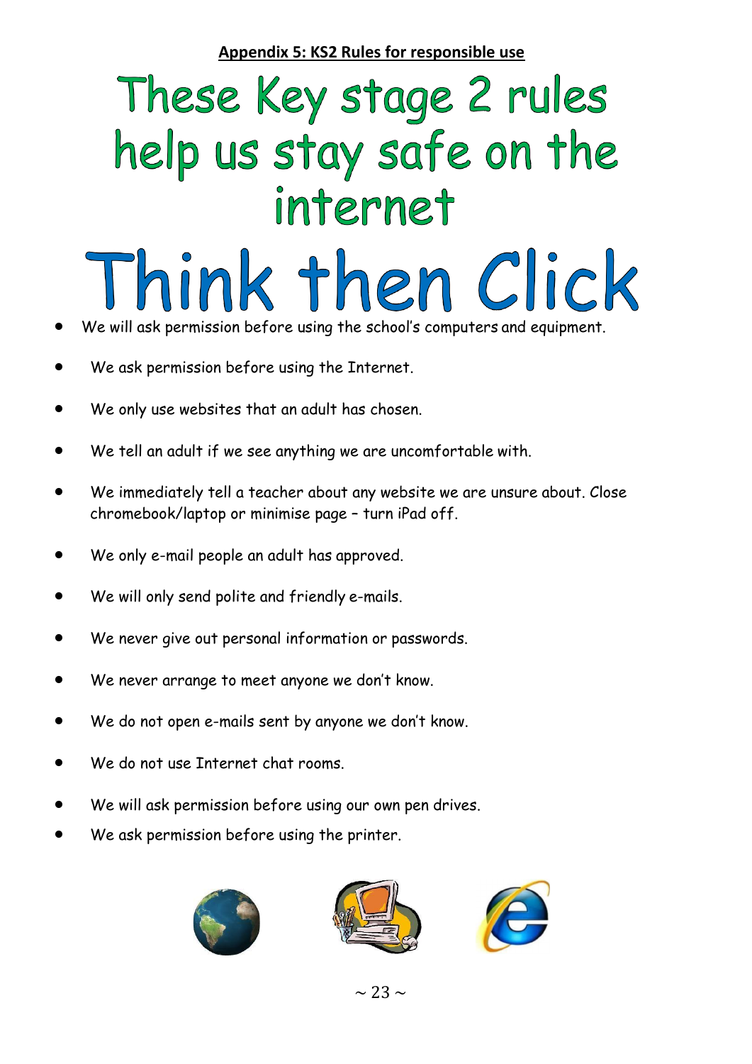**Appendix 5: KS2 Rules for responsible use**

# These Key stage 2 rules help us stay safe on the internet

# Think then Click

- We will ask permission before using the school's computers and equipment.
- We ask permission before using the Internet.
- We only use websites that an adult has chosen.
- We tell an adult if we see anything we are uncomfortable with.
- We immediately tell a teacher about any website we are unsure about. Close chromebook/laptop or minimise page – turn iPad off.
- We only e-mail people an adult has approved.
- We will only send polite and friendly e-mails.
- We never give out personal information or passwords.
- We never arrange to meet anyone we don't know.
- We do not open e-mails sent by anyone we don't know.
- We do not use Internet chat rooms.
- We will ask permission before using our own pen drives.
- We ask permission before using the printer.